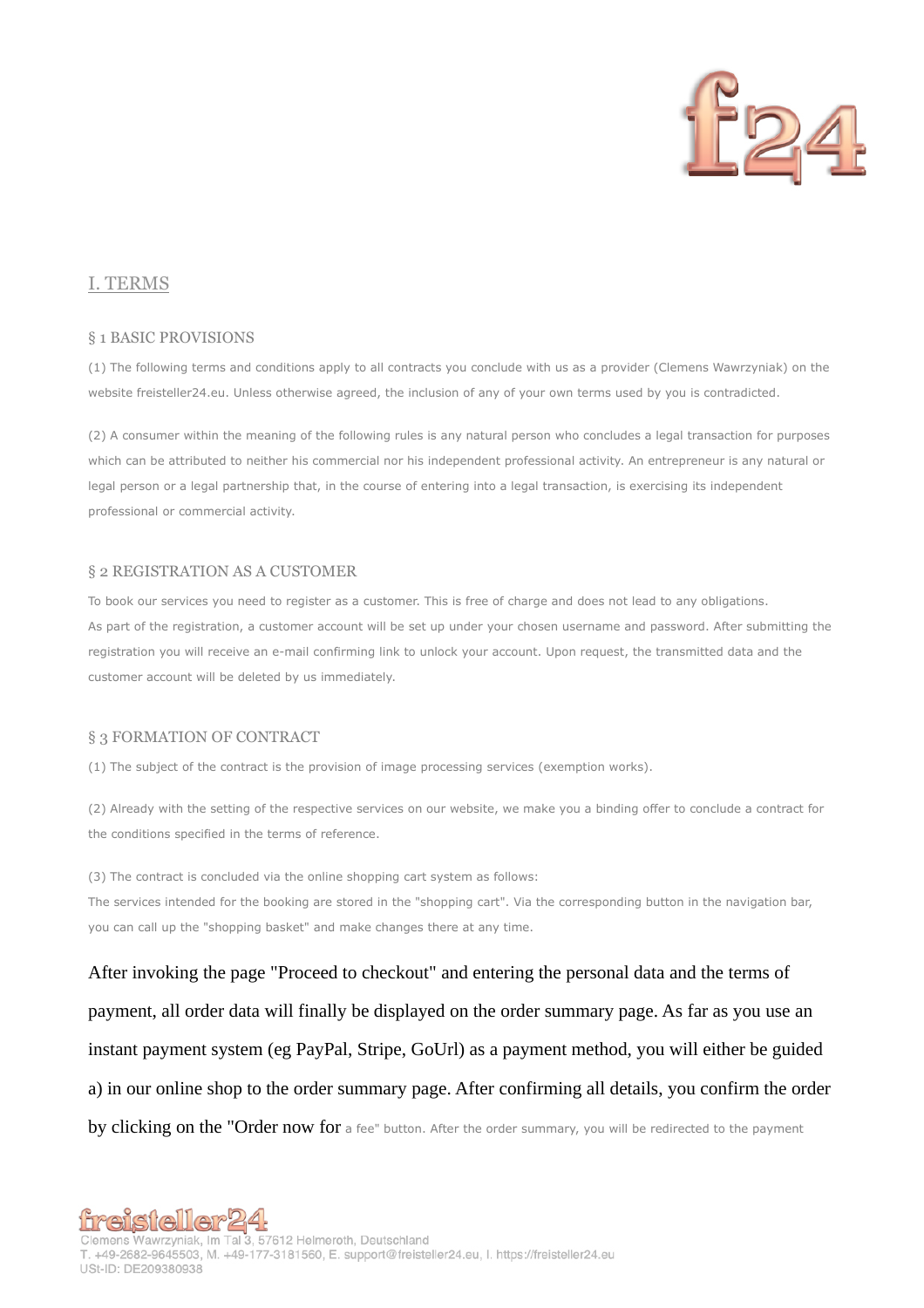## I. TERMS

### § 1 BASIC PROVISIONS

(1) The following terms and conditions apply to all contracts you conclude with us as a provider (Clemens Wawrzyniak) on the website freisteller24.eu. Unless otherwise agreed, the inclusion of any of your own terms used by you is contradicted.

(2) A consumer within the meaning of the following rules is any natural person who concludes a legal transaction for purposes which can be attributed to neither his commercial nor his independent professional activity. An entrepreneur is any natural or legal person or a legal partnership that, in the course of entering into a legal transaction, is exercising its independent professional or commercial activity.

### § 2 REGISTRATION AS A CUSTOMER

To book our services you need to register as a customer. This is free of charge and does not lead to any obligations.
As part of the registration, a customer account will be set up under your chosen username and password. After submitting the registration you will receive an e-mail confirming link to unlock your account. Upon request, the transmitted data and the customer account will be deleted by us immediately.

### § 3 FORMATION OF CONTRACT

(1) The subject of the contract is the provision of image processing services (exemption works).

(2) Already with the setting of the respective services on our website, we make you a binding offer to conclude a contract for the conditions specified in the terms of reference.

(3) The contract is concluded via the online shopping cart system as follows:
The services intended for the booking are stored in the "shopping cart". Via the corresponding button in the navigation bar, you can call up the "shopping basket" and make changes there at any time.

After invoking the page "Proceed to checkout" and entering the personal data and the terms of payment, all order data will finally be displayed on the order summary page. As far as you use an instant payment system (eg PayPal, Stripe, GoUrl) as a payment method, you will either be guided a) in our online shop to the order summary page. After confirming all details, you confirm the order by clicking on the "Order now for a fee" button. After the order summary, you will be redirected to the payment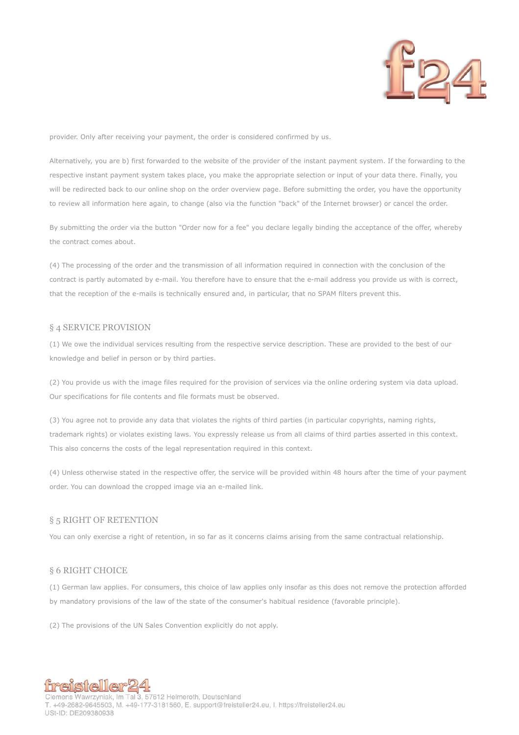provider. Only after receiving your payment, the order is considered confirmed by us.

Alternatively, you are b) first forwarded to the website of the provider of the instant payment system. If the forwarding to the respective instant payment system takes place, you make the appropriate selection or input of your data there. Finally, you will be redirected back to our online shop on the order overview page. Before submitting the order, you have the opportunity to review all information here again, to change (also via the function "back" of the Internet browser) or cancel the order.

By submitting the order via the button "Order now for a fee" you declare legally binding the acceptance of the offer, whereby the contract comes about.

(4) The processing of the order and the transmission of all information required in connection with the conclusion of the contract is partly automated by e-mail. You therefore have to ensure that the e-mail address you provide us with is correct, that the reception of the e-mails is technically ensured and, in particular, that no SPAM filters prevent this.

## § 4 SERVICE PROVISION

(1) We owe the individual services resulting from the respective service description. These are provided to the best of our knowledge and belief in person or by third parties.

(2) You provide us with the image files required for the provision of services via the online ordering system via data upload. Our specifications for file contents and file formats must be observed.

(3) You agree not to provide any data that violates the rights of third parties (in particular copyrights, naming rights, trademark rights) or violates existing laws. You expressly release us from all claims of third parties asserted in this context. This also concerns the costs of the legal representation required in this context.

(4) Unless otherwise stated in the respective offer, the service will be provided within 48 hours after the time of your payment order. You can download the cropped image via an e-mailed link.

## § 5 RIGHT OF RETENTION

You can only exercise a right of retention, in so far as it concerns claims arising from the same contractual relationship.

## § 6 RIGHT CHOICE

(1) German law applies. For consumers, this choice of law applies only insofar as this does not remove the protection afforded by mandatory provisions of the law of the state of the consumer's habitual residence (favorable principle).

(2) The provisions of the UN Sales Convention explicitly do not apply.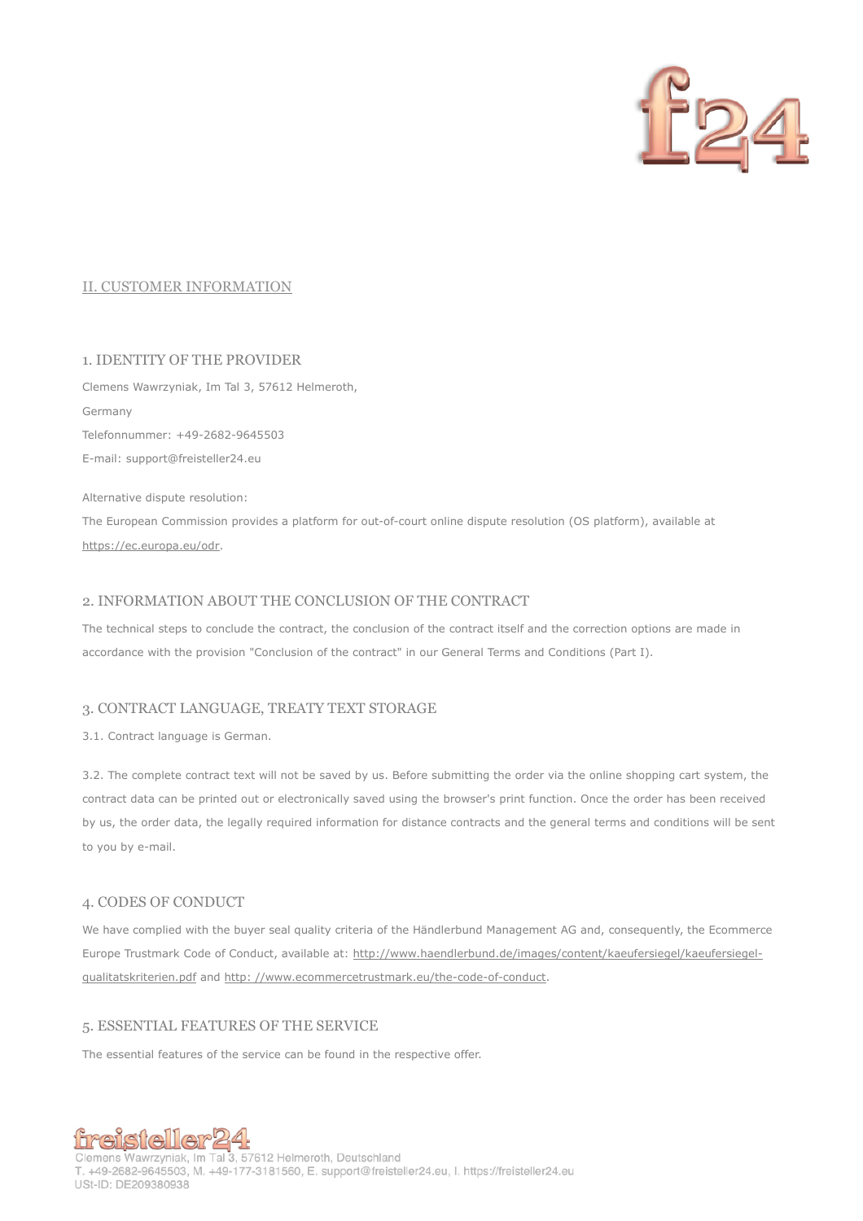## II. CUSTOMER INFORMATION

### 1. IDENTITY OF THE PROVIDER

Clemens Wawrzyniak, Im Tal 3, 57612 Helmeroth,

Germany

Telefonnummer: +49-2682-9645503

E-mail: support@freisteller24.eu

Alternative dispute resolution:

The European Commission provides a platform for out-of-court online dispute resolution (OS platform), available at [https://ec.europa.eu/odr](https://ec.europa.eu/odr).

### 2. INFORMATION ABOUT THE CONCLUSION OF THE CONTRACT

The technical steps to conclude the contract, the conclusion of the contract itself and the correction options are made in accordance with the provision "Conclusion of the contract" in our General Terms and Conditions (Part I).

### 3. CONTRACT LANGUAGE, TREATY TEXT STORAGE

3.1. Contract language is German.

3.2. The complete contract text will not be saved by us. Before submitting the order via the online shopping cart system, the contract data can be printed out or electronically saved using the browser's print function. Once the order has been received by us, the order data, the legally required information for distance contracts and the general terms and conditions will be sent to you by e-mail.

### 4. CODES OF CONDUCT

We have complied with the buyer seal quality criteria of the Händlerbund Management AG and, consequently, the Ecommerce Europe Trustmark Code of Conduct, available at: [http://www.haendlerbund.de/images/content/kaeufersiegel/kaeufersiegel-qualitatskriterien.pdf](http://www.haendlerbund.de/images/content/kaeufersiegel/kaeufersiegel-qualitatskriterien.pdf) and [http: //www.ecommercetrustmark.eu/the-code-of-conduct](http://www.ecommercetrustmark.eu/the-code-of-conduct).

### 5. ESSENTIAL FEATURES OF THE SERVICE

The essential features of the service can be found in the respective offer.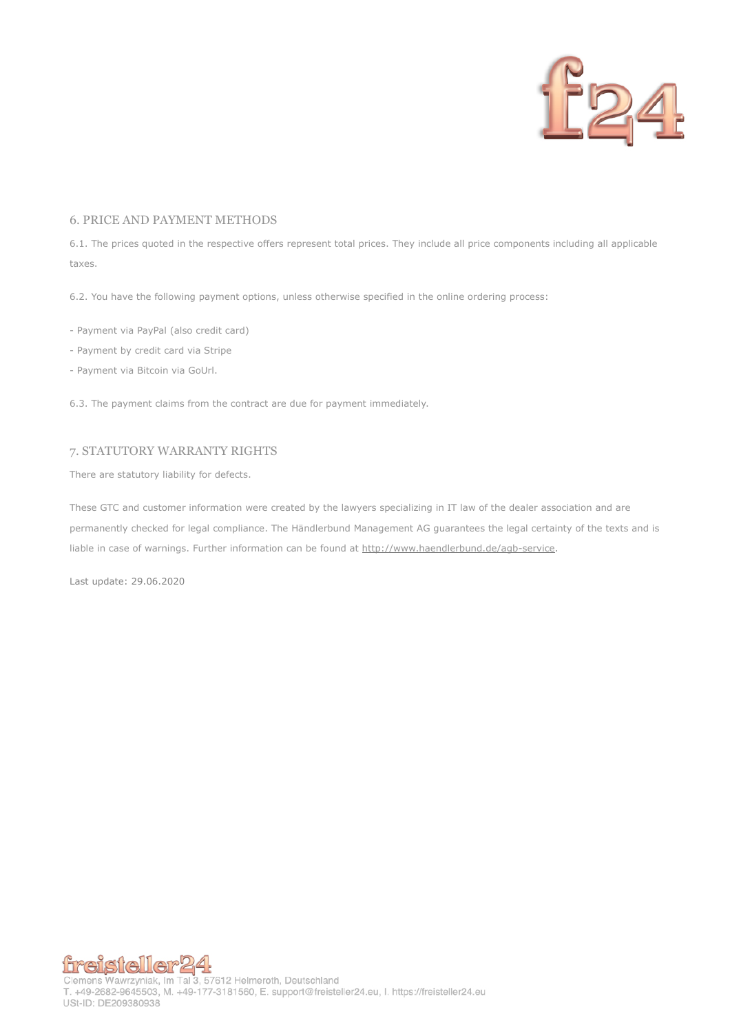## 6. PRICE AND PAYMENT METHODS

6.1. The prices quoted in the respective offers represent total prices. They include all price components including all applicable taxes.

6.2. You have the following payment options, unless otherwise specified in the online ordering process:

- Payment via PayPal (also credit card)
- Payment by credit card via Stripe
- Payment via Bitcoin via GoUrl.

6.3. The payment claims from the contract are due for payment immediately.

## 7. STATUTORY WARRANTY RIGHTS

There are statutory liability for defects.

These GTC and customer information were created by the lawyers specializing in IT law of the dealer association and are permanently checked for legal compliance. The Händlerbund Management AG guarantees the legal certainty of the texts and is liable in case of warnings. Further information can be found at http://www.haendlerbund.de/agb-service.

Last update: 29.06.2020